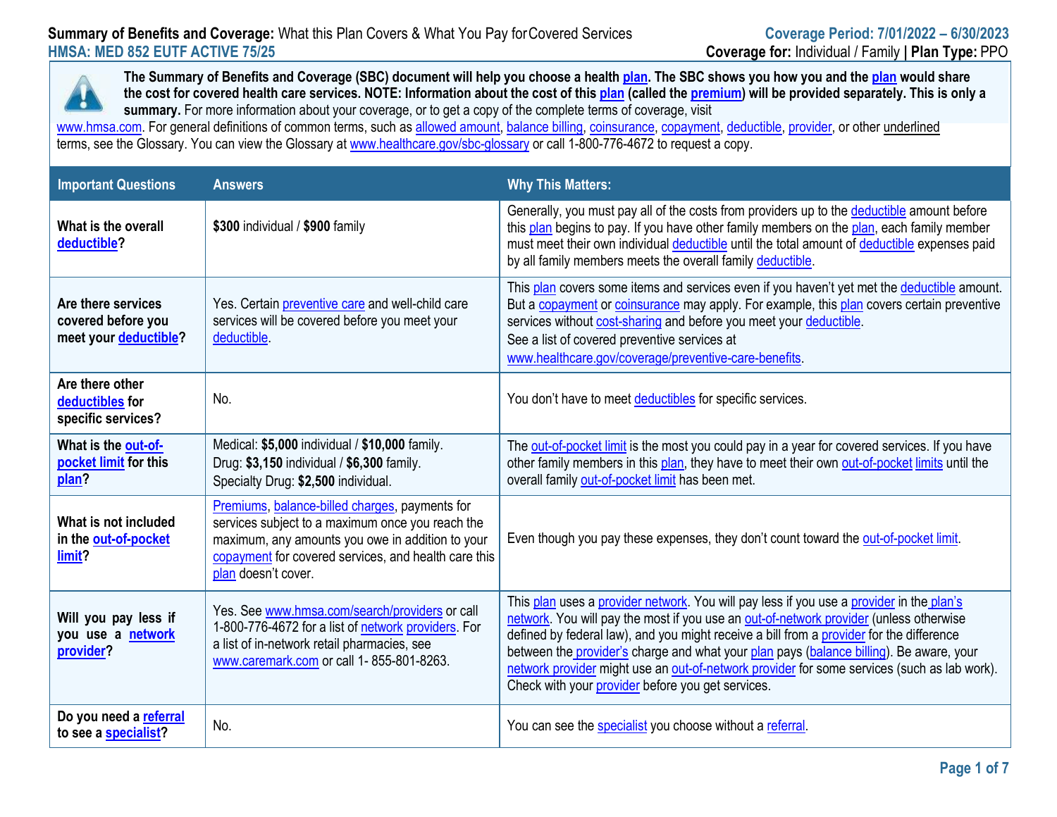**Summary of Benefits and Coverage:** What this Plan Covers & What You Pay for Covered Services

**HMSA: MED 852 EUTF ACTIVE 75/25**

**Coverage Period: 7/01/2022 – 6/30/2023**

**Coverage for:** Individual / Family | **Plan Type:** PPO

**The Summary of Benefits and Coverage (SBC) document will help you choose a health plan. The SBC shows you how you and the plan would share the cost for covered health care services. NOTE: Information about the cost of this plan (called the premium) will be provided separately. This is only a summary.** For more information about your coverage, or to get a copy of the complete terms of coverage, visit www.hmsa.com. For general definitions of common terms, such as allowed amount, balance billing, coinsurance, copayment, deductible, provider, or other underlined terms, see the Glossary. You can view the Glossary at www.healthcare.gov/sbc-glossary or call 1-800-776-4672 to request a copy.

| Important Questions | Answers | Why This Matters: |
|---|---|---|
| **What is the overall deductible?** | **$300** individual / **$900** family | Generally, you must pay all of the costs from providers up to the deductible amount before this plan begins to pay. If you have other family members on the plan, each family member must meet their own individual deductible until the total amount of deductible expenses paid by all family members meets the overall family deductible. |
| **Are there services covered before you meet your deductible?** | Yes. Certain preventive care and well-child care services will be covered before you meet your deductible. | This plan covers some items and services even if you haven't yet met the deductible amount. But a copayment or coinsurance may apply. For example, this plan covers certain preventive services without cost-sharing and before you meet your deductible. See a list of covered preventive services at www.healthcare.gov/coverage/preventive-care-benefits. |
| **Are there other deductibles for specific services?** | No. | You don't have to meet deductibles for specific services. |
| **What is the out-of-pocket limit for this plan?** | Medical: **$5,000** individual / **$10,000** family.<br>Drug: **$3,150** individual / **$6,300** family.<br>Specialty Drug: **$2,500** individual. | The out-of-pocket limit is the most you could pay in a year for covered services. If you have other family members in this plan, they have to meet their own out-of-pocket limits until the overall family out-of-pocket limit has been met. |
| **What is not included in the out-of-pocket limit?** | Premiums, balance-billed charges, payments for services subject to a maximum once you reach the maximum, any amounts you owe in addition to your copayment for covered services, and health care this plan doesn't cover. | Even though you pay these expenses, they don't count toward the out-of-pocket limit. |
| **Will you pay less if you use a network provider?** | Yes. See www.hmsa.com/search/providers or call 1-800-776-4672 for a list of network providers. For a list of in-network retail pharmacies, see www.caremark.com or call 1- 855-801-8263. | This plan uses a provider network. You will pay less if you use a provider in the plan's network. You will pay the most if you use an out-of-network provider (unless otherwise defined by federal law), and you might receive a bill from a provider for the difference between the provider's charge and what your plan pays (balance billing). Be aware, your network provider might use an out-of-network provider for some services (such as lab work). Check with your provider before you get services. |
| **Do you need a referral to see a specialist?** | No. | You can see the specialist you choose without a referral. |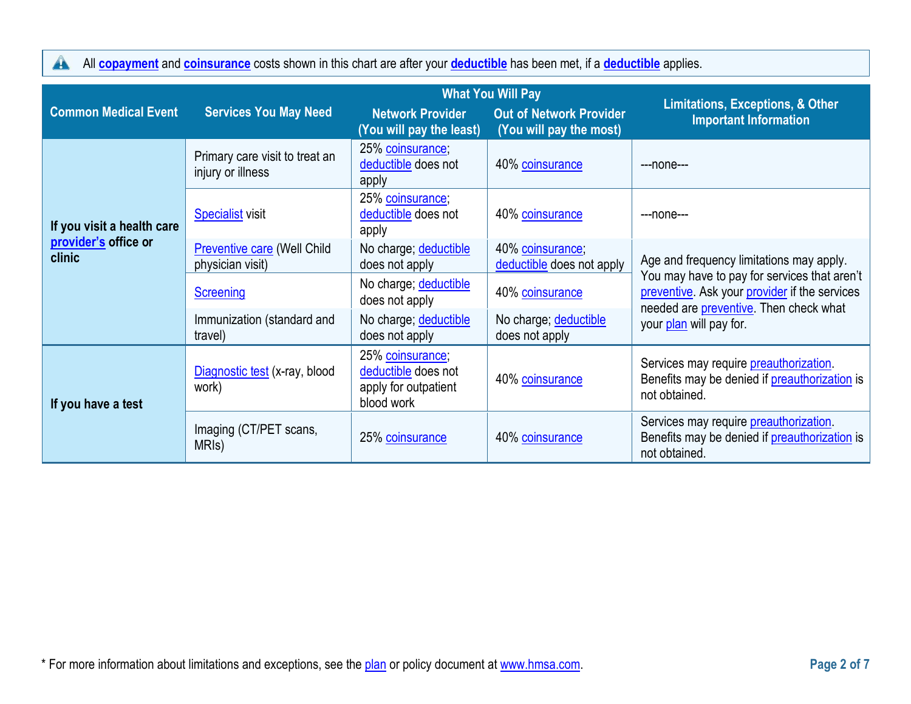All **copayment** and **coinsurance** costs shown in this chart are after your **deductible** has been met, if a **deductible** applies.

| Common Medical Event | Services You May Need | What You Will Pay Network Provider (You will pay the least) | What You Will Pay Out of Network Provider (You will pay the most) | Limitations, Exceptions, & Other Important Information |
|---|---|---|---|---|
| **If you visit a health care provider's office or clinic** | Primary care visit to treat an injury or illness | 25% coinsurance; deductible does not apply | 40% coinsurance | ---none--- |
| | Specialist visit | 25% coinsurance; deductible does not apply | 40% coinsurance | ---none--- |
| | Preventive care (Well Child physician visit) | No charge; deductible does not apply | 40% coinsurance; deductible does not apply | Age and frequency limitations may apply. You may have to pay for services that aren't preventive. Ask your provider if the services needed are preventive. Then check what your plan will pay for. |
| | Screening | No charge; deductible does not apply | 40% coinsurance | |
| | Immunization (standard and travel) | No charge; deductible does not apply | No charge; deductible does not apply | |
| **If you have a test** | Diagnostic test (x-ray, blood work) | 25% coinsurance; deductible does not apply for outpatient blood work | 40% coinsurance | Services may require preauthorization. Benefits may be denied if preauthorization is not obtained. |
| | Imaging (CT/PET scans, MRIs) | 25% coinsurance | 40% coinsurance | Services may require preauthorization. Benefits may be denied if preauthorization is not obtained. |

* For more information about limitations and exceptions, see the plan or policy document at www.hmsa.com.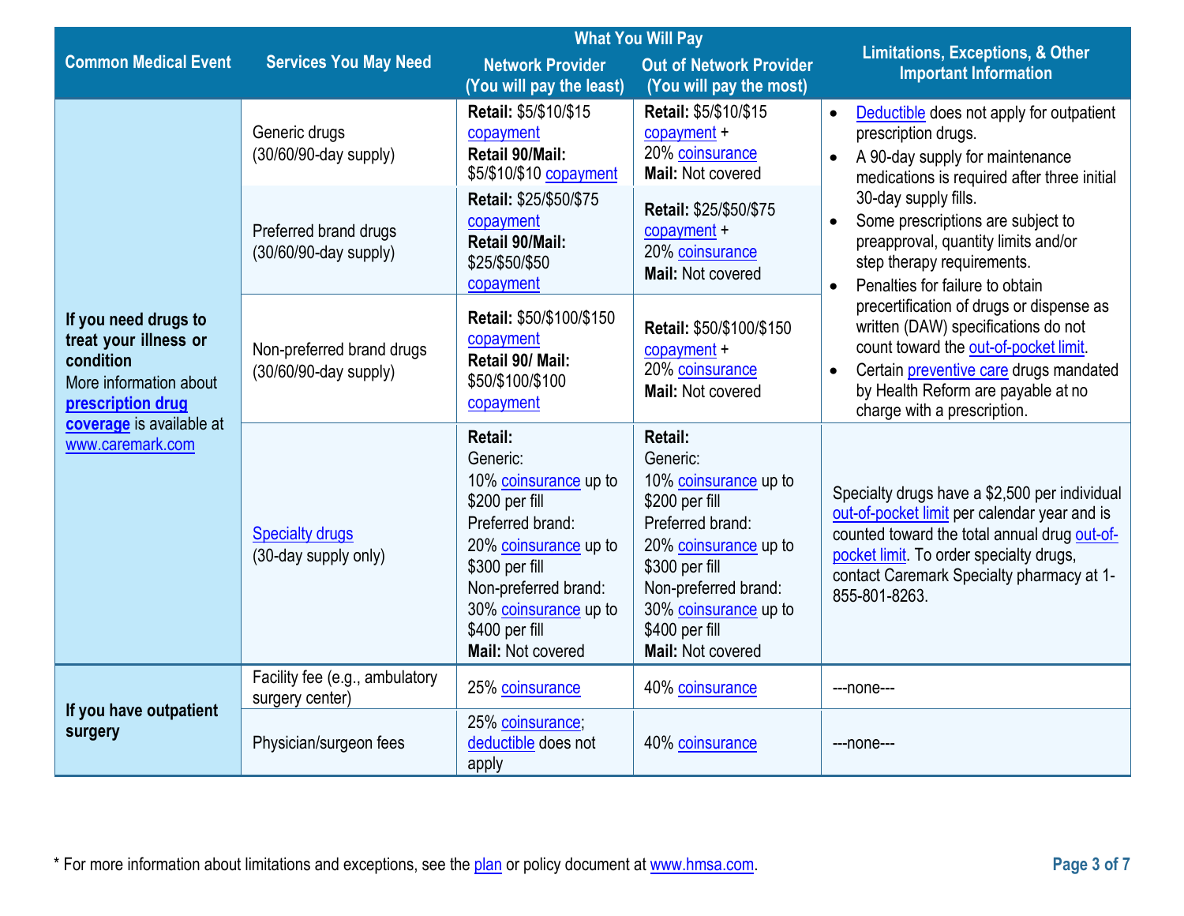| Common Medical Event | Services You May Need | What You Will Pay<br>Network Provider<br>(You will pay the least) | What You Will Pay<br>Out of Network Provider<br>(You will pay the most) | Limitations, Exceptions, & Other Important Information |
|---|---|---|---|---|
| **If you need drugs to treat your illness or condition**<br>More information about **prescription drug coverage** is available at www.caremark.com | Generic drugs<br>(30/60/90-day supply) | **Retail:** $5/$10/$15 copayment<br>**Retail 90/Mail:** $5/$10/$10 copayment | **Retail:** $5/$10/$15 copayment + 20% coinsurance<br>**Mail:** Not covered | • Deductible does not apply for outpatient prescription drugs.<br>• A 90-day supply for maintenance medications is required after three initial 30-day supply fills.<br>• Some prescriptions are subject to preapproval, quantity limits and/or step therapy requirements.<br>• Penalties for failure to obtain precertification of drugs or dispense as written (DAW) specifications do not count toward the out-of-pocket limit.<br>• Certain preventive care drugs mandated by Health Reform are payable at no charge with a prescription. |
| | Preferred brand drugs<br>(30/60/90-day supply) | **Retail:** $25/$50/$75 copayment<br>**Retail 90/Mail:** $25/$50/$50 copayment | **Retail:** $25/$50/$75 copayment + 20% coinsurance<br>**Mail:** Not covered | |
| | Non-preferred brand drugs<br>(30/60/90-day supply) | **Retail:** $50/$100/$150 copayment<br>**Retail 90/ Mail:** $50/$100/$100 copayment | **Retail:** $50/$100/$150 copayment + 20% coinsurance<br>**Mail:** Not covered | |
| | Specialty drugs<br>(30-day supply only) | **Retail:**<br>Generic:<br>10% coinsurance up to $200 per fill<br>Preferred brand:<br>20% coinsurance up to $300 per fill<br>Non-preferred brand:<br>30% coinsurance up to $400 per fill<br>**Mail:** Not covered | **Retail:**<br>Generic:<br>10% coinsurance up to $200 per fill<br>Preferred brand:<br>20% coinsurance up to $300 per fill<br>Non-preferred brand:<br>30% coinsurance up to $400 per fill<br>**Mail:** Not covered | Specialty drugs have a $2,500 per individual out-of-pocket limit per calendar year and is counted toward the total annual drug out-of-pocket limit. To order specialty drugs, contact Caremark Specialty pharmacy at 1-855-801-8263. |
| **If you have outpatient surgery** | Facility fee (e.g., ambulatory surgery center) | 25% coinsurance | 40% coinsurance | ---none--- |
| | Physician/surgeon fees | 25% coinsurance; deductible does not apply | 40% coinsurance | ---none--- |

* For more information about limitations and exceptions, see the plan or policy document at www.hmsa.com.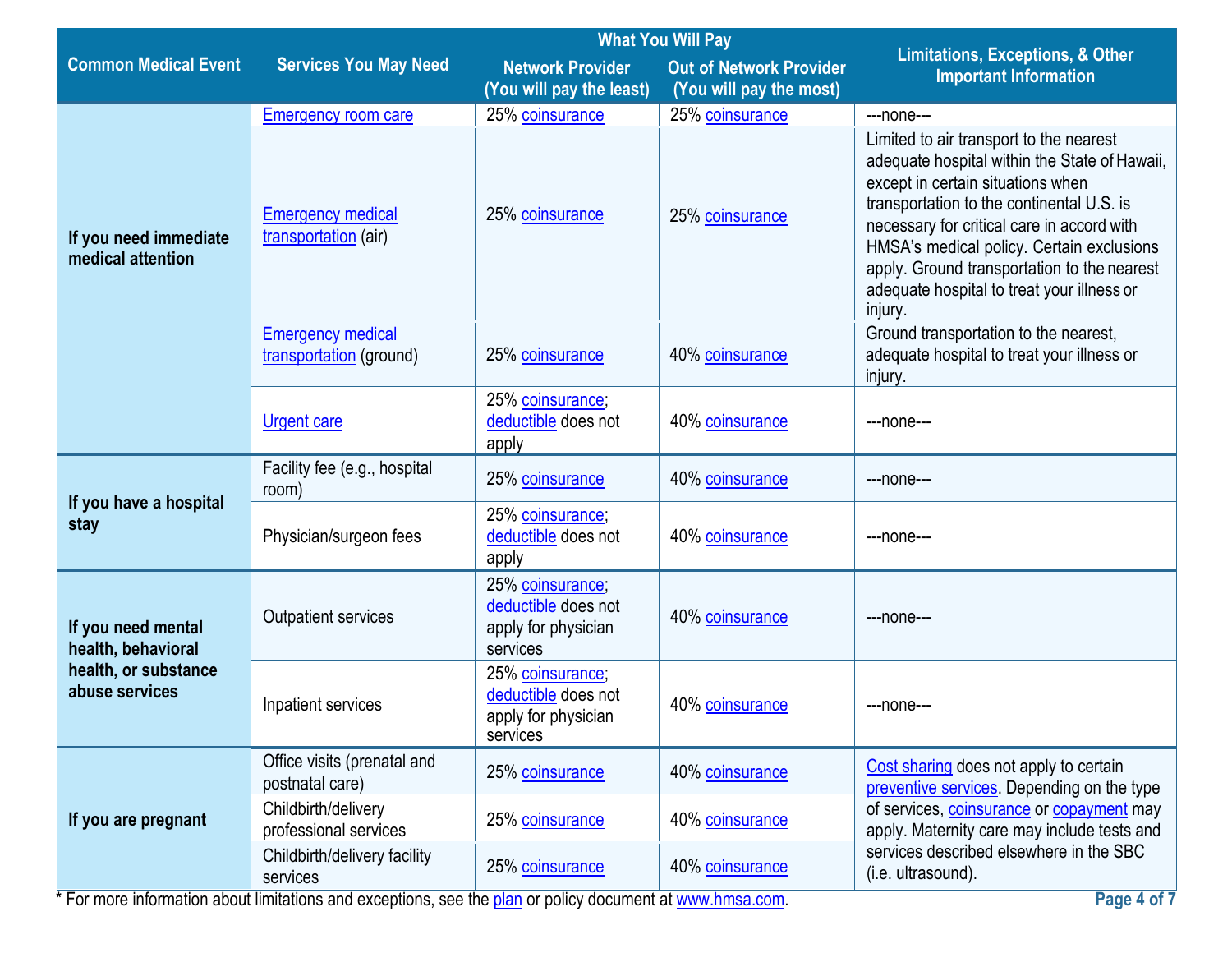| Common Medical Event | Services You May Need | What You Will Pay | | Limitations, Exceptions, & Other Important Information |
|---|---|---|---|---|
| | | Network Provider (You will pay the least) | Out of Network Provider (You will pay the most) | |
| If you need immediate medical attention | Emergency room care | 25% coinsurance | 25% coinsurance | ---none--- |
| | Emergency medical transportation (air) | 25% coinsurance | 25% coinsurance | Limited to air transport to the nearest adequate hospital within the State of Hawaii, except in certain situations when transportation to the continental U.S. is necessary for critical care in accord with HMSA's medical policy. Certain exclusions apply. Ground transportation to the nearest adequate hospital to treat your illness or injury. |
| | Emergency medical transportation (ground) | 25% coinsurance | 40% coinsurance | Ground transportation to the nearest, adequate hospital to treat your illness or injury. |
| | Urgent care | 25% coinsurance; deductible does not apply | 40% coinsurance | ---none--- |
| If you have a hospital stay | Facility fee (e.g., hospital room) | 25% coinsurance | 40% coinsurance | ---none--- |
| | Physician/surgeon fees | 25% coinsurance; deductible does not apply | 40% coinsurance | ---none--- |
| If you need mental health, behavioral health, or substance abuse services | Outpatient services | 25% coinsurance; deductible does not apply for physician services | 40% coinsurance | ---none--- |
| | Inpatient services | 25% coinsurance; deductible does not apply for physician services | 40% coinsurance | ---none--- |
| If you are pregnant | Office visits (prenatal and postnatal care) | 25% coinsurance | 40% coinsurance | Cost sharing does not apply to certain preventive services. Depending on the type of services, coinsurance or copayment may apply. Maternity care may include tests and services described elsewhere in the SBC (i.e. ultrasound). |
| | Childbirth/delivery professional services | 25% coinsurance | 40% coinsurance | |
| | Childbirth/delivery facility services | 25% coinsurance | 40% coinsurance | |

* For more information about limitations and exceptions, see the plan or policy document at www.hmsa.com.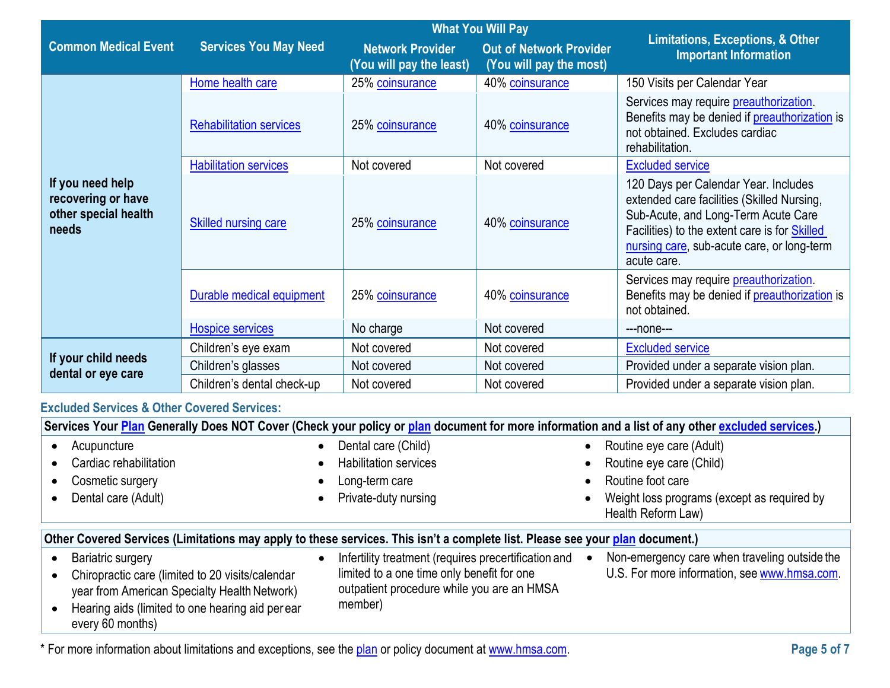| Common Medical Event | Services You May Need | What You Will Pay | | Limitations, Exceptions, & Other Important Information |
|---|---|---|---|---|
| | | Network Provider (You will pay the least) | Out of Network Provider (You will pay the most) | |
| If you need help recovering or have other special health needs | Home health care | 25% coinsurance | 40% coinsurance | 150 Visits per Calendar Year |
| | Rehabilitation services | 25% coinsurance | 40% coinsurance | Services may require preauthorization. Benefits may be denied if preauthorization is not obtained. Excludes cardiac rehabilitation. |
| | Habilitation services | Not covered | Not covered | Excluded service |
| | Skilled nursing care | 25% coinsurance | 40% coinsurance | 120 Days per Calendar Year. Includes extended care facilities (Skilled Nursing, Sub-Acute, and Long-Term Acute Care Facilities) to the extent care is for Skilled nursing care, sub-acute care, or long-term acute care. |
| | Durable medical equipment | 25% coinsurance | 40% coinsurance | Services may require preauthorization. Benefits may be denied if preauthorization is not obtained. |
| | Hospice services | No charge | Not covered | ---none--- |
| If your child needs dental or eye care | Children's eye exam | Not covered | Not covered | Excluded service |
| | Children's glasses | Not covered | Not covered | Provided under a separate vision plan. |
| | Children's dental check-up | Not covered | Not covered | Provided under a separate vision plan. |

## Excluded Services & Other Covered Services:

**Services Your Plan Generally Does NOT Cover (Check your policy or plan document for more information and a list of any other excluded services.)**

- Acupuncture
- Cardiac rehabilitation
- Cosmetic surgery
- Dental care (Adult)
- Dental care (Child)
- Habilitation services
- Long-term care
- Private-duty nursing
- Routine eye care (Adult)
- Routine eye care (Child)
- Routine foot care
- Weight loss programs (except as required by Health Reform Law)

**Other Covered Services (Limitations may apply to these services. This isn't a complete list. Please see your plan document.)**

- Bariatric surgery
- Chiropractic care (limited to 20 visits/calendar year from American Specialty Health Network)
- Hearing aids (limited to one hearing aid per ear every 60 months)
- Infertility treatment (requires precertification and limited to a one time only benefit for one outpatient procedure while you are an HMSA member)
- Non-emergency care when traveling outside the U.S. For more information, see www.hmsa.com.

* For more information about limitations and exceptions, see the plan or policy document at www.hmsa.com.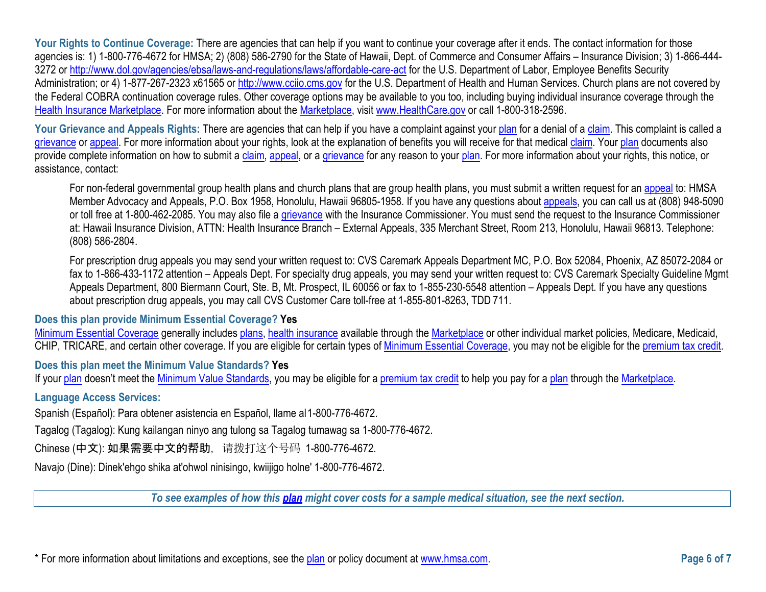**Your Rights to Continue Coverage:** There are agencies that can help if you want to continue your coverage after it ends. The contact information for those agencies is: 1) 1-800-776-4672 for HMSA; 2) (808) 586-2790 for the State of Hawaii, Dept. of Commerce and Consumer Affairs – Insurance Division; 3) 1-866-444-3272 or http://www.dol.gov/agencies/ebsa/laws-and-regulations/laws/affordable-care-act for the U.S. Department of Labor, Employee Benefits Security Administration; or 4) 1-877-267-2323 x61565 or http://www.cciio.cms.gov for the U.S. Department of Health and Human Services. Church plans are not covered by the Federal COBRA continuation coverage rules. Other coverage options may be available to you too, including buying individual insurance coverage through the Health Insurance Marketplace. For more information about the Marketplace, visit www.HealthCare.gov or call 1-800-318-2596.

**Your Grievance and Appeals Rights:** There are agencies that can help if you have a complaint against your plan for a denial of a claim. This complaint is called a grievance or appeal. For more information about your rights, look at the explanation of benefits you will receive for that medical claim. Your plan documents also provide complete information on how to submit a claim, appeal, or a grievance for any reason to your plan. For more information about your rights, this notice, or assistance, contact:

> For non-federal governmental group health plans and church plans that are group health plans, you must submit a written request for an appeal to: HMSA Member Advocacy and Appeals, P.O. Box 1958, Honolulu, Hawaii 96805-1958. If you have any questions about appeals, you can call us at (808) 948-5090 or toll free at 1-800-462-2085. You may also file a grievance with the Insurance Commissioner. You must send the request to the Insurance Commissioner at: Hawaii Insurance Division, ATTN: Health Insurance Branch – External Appeals, 335 Merchant Street, Room 213, Honolulu, Hawaii 96813. Telephone: (808) 586-2804.
>
> For prescription drug appeals you may send your written request to: CVS Caremark Appeals Department MC, P.O. Box 52084, Phoenix, AZ 85072-2084 or fax to 1-866-433-1172 attention – Appeals Dept. For specialty drug appeals, you may send your written request to: CVS Caremark Specialty Guideline Mgmt Appeals Department, 800 Biermann Court, Ste. B, Mt. Prospect, IL 60056 or fax to 1-855-230-5548 attention – Appeals Dept. If you have any questions about prescription drug appeals, you may call CVS Customer Care toll-free at 1-855-801-8263, TDD 711.

**Does this plan provide Minimum Essential Coverage? Yes**

Minimum Essential Coverage generally includes plans, health insurance available through the Marketplace or other individual market policies, Medicare, Medicaid, CHIP, TRICARE, and certain other coverage. If you are eligible for certain types of Minimum Essential Coverage, you may not be eligible for the premium tax credit.

**Does this plan meet the Minimum Value Standards? Yes**

If your plan doesn't meet the Minimum Value Standards, you may be eligible for a premium tax credit to help you pay for a plan through the Marketplace.

**Language Access Services:**

Spanish (Español): Para obtener asistencia en Español, llame al 1-800-776-4672.

Tagalog (Tagalog): Kung kailangan ninyo ang tulong sa Tagalog tumawag sa 1-800-776-4672.

Chinese (中文): 如果需要中文的帮助，请拨打这个号码 1-800-776-4672.

Navajo (Dine): Dinek'ehgo shika at'ohwol ninisingo, kwiijigo holne' 1-800-776-4672.

*To see examples of how this plan might cover costs for a sample medical situation, see the next section.*

\* For more information about limitations and exceptions, see the plan or policy document at www.hmsa.com.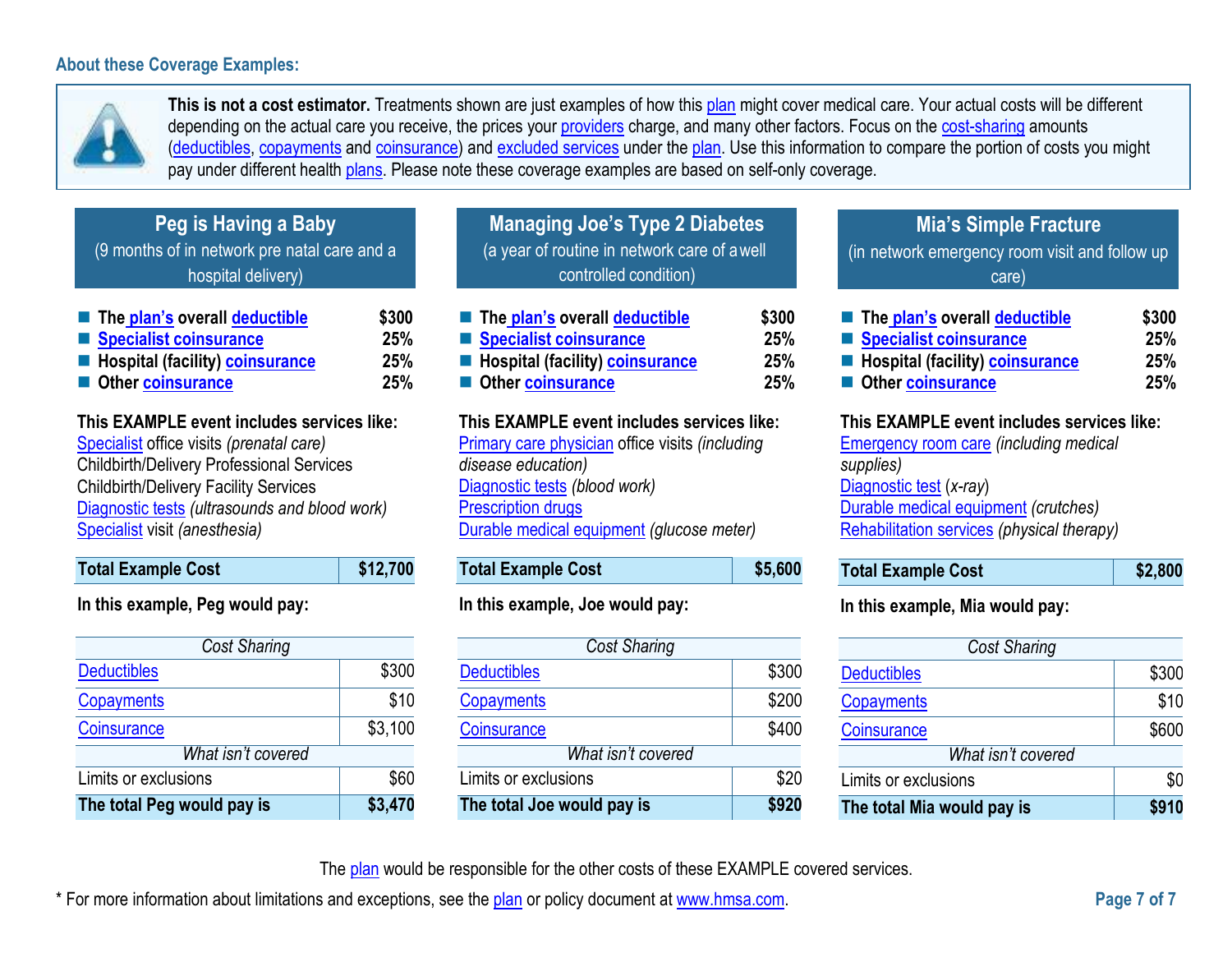### About these Coverage Examples:

**This is not a cost estimator.** Treatments shown are just examples of how this plan might cover medical care. Your actual costs will be different depending on the actual care you receive, the prices your providers charge, and many other factors. Focus on the cost-sharing amounts (deductibles, copayments and coinsurance) and excluded services under the plan. Use this information to compare the portion of costs you might pay under different health plans. Please note these coverage examples are based on self-only coverage.

## Peg is Having a Baby

(9 months of in network pre natal care and a hospital delivery)

- **The plan's overall deductible** **$300**
- **Specialist coinsurance** **25%**
- **Hospital (facility) coinsurance** **25%**
- **Other coinsurance** **25%**

**This EXAMPLE event includes services like:**
Specialist office visits *(prenatal care)*
Childbirth/Delivery Professional Services
Childbirth/Delivery Facility Services
Diagnostic tests *(ultrasounds and blood work)*
Specialist visit *(anesthesia)*

| **Total Example Cost** | **$12,700** |
|---|---|

**In this example, Peg would pay:**

| *Cost Sharing* | |
|---|---|
| Deductibles | $300 |
| Copayments | $10 |
| Coinsurance | $3,100 |
| *What isn't covered* | |
| Limits or exclusions | $60 |
| **The total Peg would pay is** | **$3,470** |

## Managing Joe's Type 2 Diabetes

(a year of routine in network care of a well controlled condition)

- **The plan's overall deductible** **$300**
- **Specialist coinsurance** **25%**
- **Hospital (facility) coinsurance** **25%**
- **Other coinsurance** **25%**

**This EXAMPLE event includes services like:**
Primary care physician office visits *(including disease education)*
Diagnostic tests *(blood work)*
Prescription drugs
Durable medical equipment *(glucose meter)*

| **Total Example Cost** | **$5,600** |
|---|---|

**In this example, Joe would pay:**

| *Cost Sharing* | |
|---|---|
| Deductibles | $300 |
| Copayments | $200 |
| Coinsurance | $400 |
| *What isn't covered* | |
| Limits or exclusions | $20 |
| **The total Joe would pay is** | **$920** |

## Mia's Simple Fracture

(in network emergency room visit and follow up care)

- **The plan's overall deductible** **$300**
- **Specialist coinsurance** **25%**
- **Hospital (facility) coinsurance** **25%**
- **Other coinsurance** **25%**

**This EXAMPLE event includes services like:**
Emergency room care *(including medical supplies)*
Diagnostic test *(x-ray)*
Durable medical equipment *(crutches)*
Rehabilitation services *(physical therapy)*

| **Total Example Cost** | **$2,800** |
|---|---|

**In this example, Mia would pay:**

| *Cost Sharing* | |
|---|---|
| Deductibles | $300 |
| Copayments | $10 |
| Coinsurance | $600 |
| *What isn't covered* | |
| Limits or exclusions | $0 |
| **The total Mia would pay is** | **$910** |

The plan would be responsible for the other costs of these EXAMPLE covered services.

* For more information about limitations and exceptions, see the plan or policy document at www.hmsa.com.